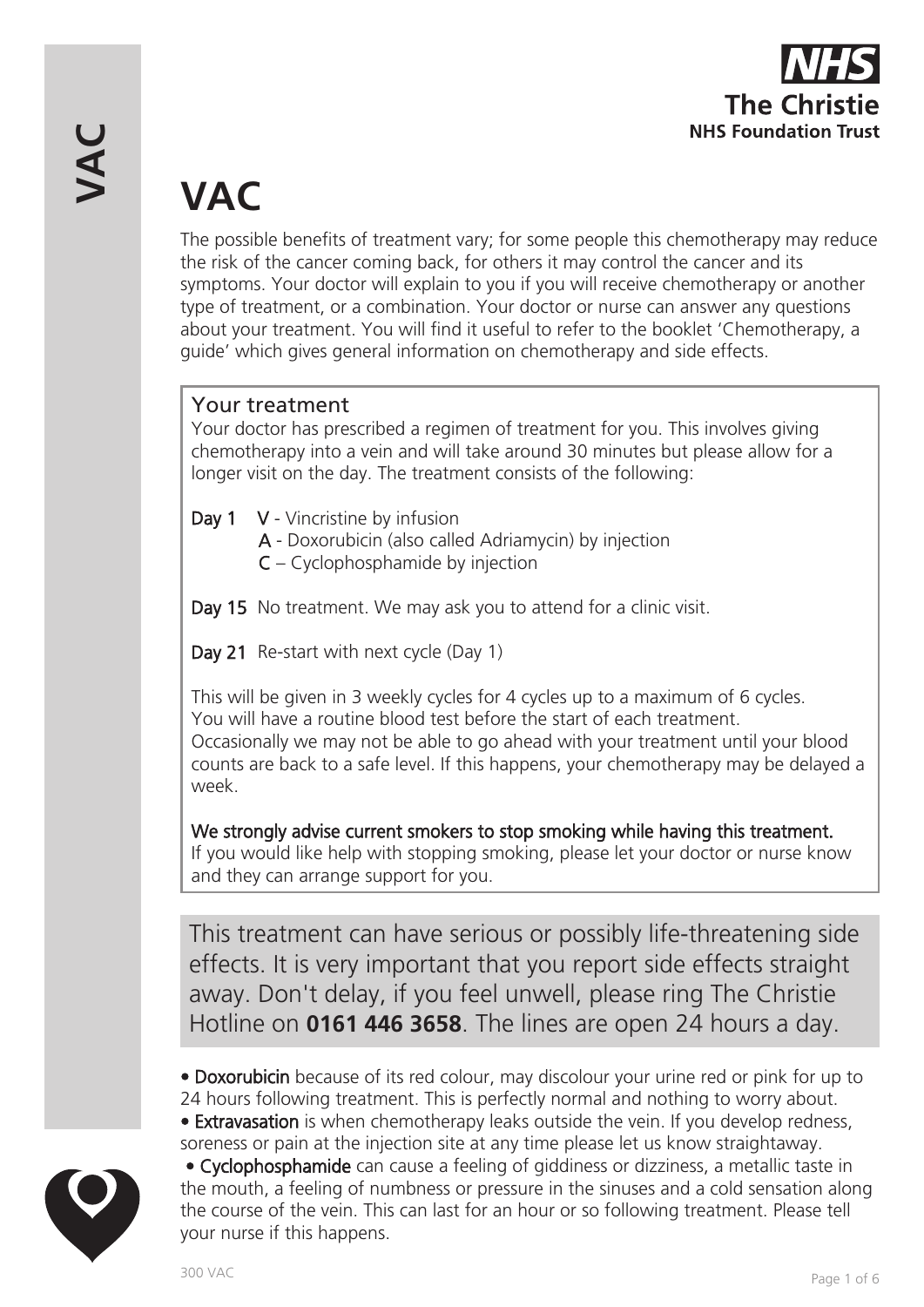# VAC

The possible benefits of treatment vary; for some people this chemotherapy may reduce the risk of the cancer coming back, for others it may control the cancer and its symptoms. Your doctor will explain to you if you will receive chemotherapy or another type of treatment, or a combination. Your doctor or nurse can answer any questions about your treatment. You will find it useful to refer to the booklet 'Chemotherapy, a guide' which gives general information on chemotherapy and side effects.

## Your treatment

Your doctor has prescribed a regimen of treatment for you. This involves giving chemotherapy into a vein and will take around 30 minutes but please allow for a longer visit on the day. The treatment consists of the following:

**Day 1** **V** - Vincristine by infusion
**A** - Doxorubicin (also called Adriamycin) by injection
**C** – Cyclophosphamide by injection

**Day 15** No treatment. We may ask you to attend for a clinic visit.

**Day 21** Re-start with next cycle (Day 1)

This will be given in 3 weekly cycles for 4 cycles up to a maximum of 6 cycles.
You will have a routine blood test before the start of each treatment.
Occasionally we may not be able to go ahead with your treatment until your blood counts are back to a safe level. If this happens, your chemotherapy may be delayed a week.

**We strongly advise current smokers to stop smoking while having this treatment.**
If you would like help with stopping smoking, please let your doctor or nurse know and they can arrange support for you.

This treatment can have serious or possibly life-threatening side effects. It is very important that you report side effects straight away. Don't delay, if you feel unwell, please ring The Christie Hotline on **0161 446 3658**. The lines are open 24 hours a day.

- **Doxorubicin** because of its red colour, may discolour your urine red or pink for up to 24 hours following treatment. This is perfectly normal and nothing to worry about.
- **Extravasation** is when chemotherapy leaks outside the vein. If you develop redness, soreness or pain at the injection site at any time please let us know straightaway.
- **Cyclophosphamide** can cause a feeling of giddiness or dizziness, a metallic taste in the mouth, a feeling of numbness or pressure in the sinuses and a cold sensation along the course of the vein. This can last for an hour or so following treatment. Please tell your nurse if this happens.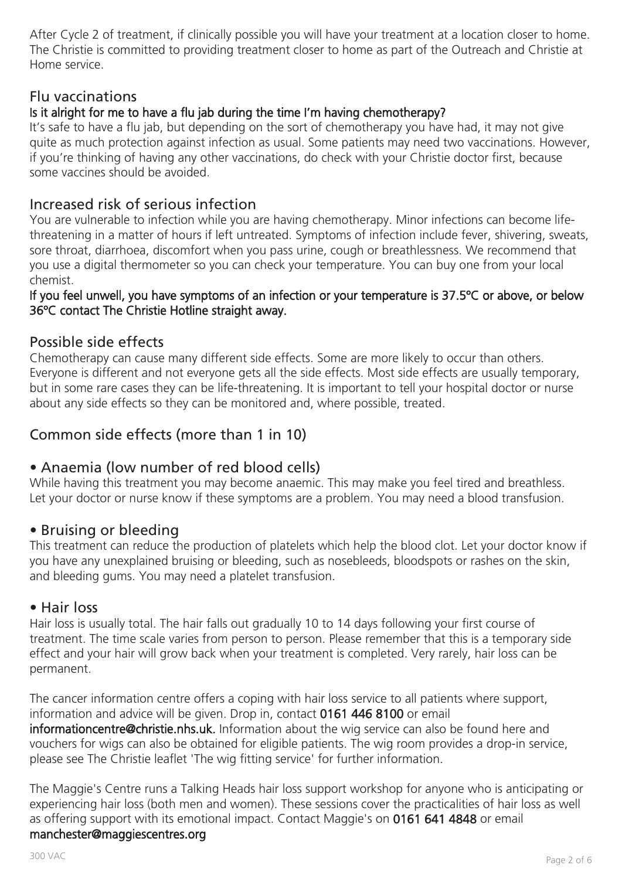After Cycle 2 of treatment, if clinically possible you will have your treatment at a location closer to home. The Christie is committed to providing treatment closer to home as part of the Outreach and Christie at Home service.

## Flu vaccinations

### Is it alright for me to have a flu jab during the time I'm having chemotherapy?

It's safe to have a flu jab, but depending on the sort of chemotherapy you have had, it may not give quite as much protection against infection as usual. Some patients may need two vaccinations. However, if you're thinking of having any other vaccinations, do check with your Christie doctor first, because some vaccines should be avoided.

## Increased risk of serious infection

You are vulnerable to infection while you are having chemotherapy. Minor infections can become life-threatening in a matter of hours if left untreated. Symptoms of infection include fever, shivering, sweats, sore throat, diarrhoea, discomfort when you pass urine, cough or breathlessness. We recommend that you use a digital thermometer so you can check your temperature. You can buy one from your local chemist.

**If you feel unwell, you have symptoms of an infection or your temperature is 37.5ºC or above, or below 36ºC contact The Christie Hotline straight away.**

## Possible side effects

Chemotherapy can cause many different side effects. Some are more likely to occur than others. Everyone is different and not everyone gets all the side effects. Most side effects are usually temporary, but in some rare cases they can be life-threatening. It is important to tell your hospital doctor or nurse about any side effects so they can be monitored and, where possible, treated.

## Common side effects (more than 1 in 10)

### • Anaemia (low number of red blood cells)

While having this treatment you may become anaemic. This may make you feel tired and breathless. Let your doctor or nurse know if these symptoms are a problem. You may need a blood transfusion.

### • Bruising or bleeding

This treatment can reduce the production of platelets which help the blood clot. Let your doctor know if you have any unexplained bruising or bleeding, such as nosebleeds, bloodspots or rashes on the skin, and bleeding gums. You may need a platelet transfusion.

### • Hair loss

Hair loss is usually total. The hair falls out gradually 10 to 14 days following your first course of treatment. The time scale varies from person to person. Please remember that this is a temporary side effect and your hair will grow back when your treatment is completed. Very rarely, hair loss can be permanent.

The cancer information centre offers a coping with hair loss service to all patients where support, information and advice will be given. Drop in, contact **0161 446 8100** or email **informationcentre@christie.nhs.uk.** Information about the wig service can also be found here and vouchers for wigs can also be obtained for eligible patients. The wig room provides a drop-in service, please see The Christie leaflet 'The wig fitting service' for further information.

The Maggie's Centre runs a Talking Heads hair loss support workshop for anyone who is anticipating or experiencing hair loss (both men and women). These sessions cover the practicalities of hair loss as well as offering support with its emotional impact. Contact Maggie's on **0161 641 4848** or email **manchester@maggiescentres.org**

300 VAC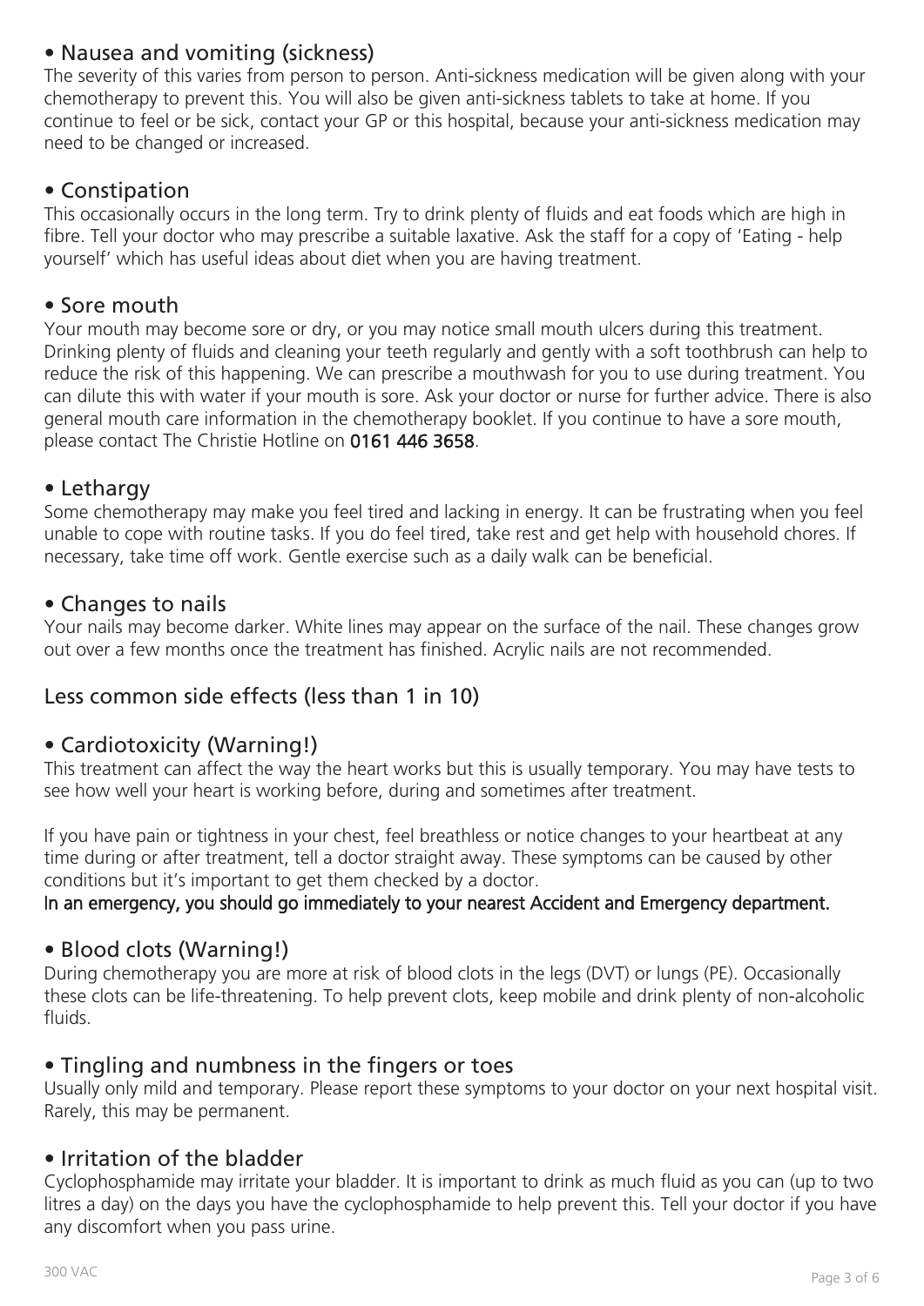### • Nausea and vomiting (sickness)

The severity of this varies from person to person. Anti-sickness medication will be given along with your chemotherapy to prevent this. You will also be given anti-sickness tablets to take at home. If you continue to feel or be sick, contact your GP or this hospital, because your anti-sickness medication may need to be changed or increased.

### • Constipation

This occasionally occurs in the long term. Try to drink plenty of fluids and eat foods which are high in fibre. Tell your doctor who may prescribe a suitable laxative. Ask the staff for a copy of 'Eating - help yourself' which has useful ideas about diet when you are having treatment.

### • Sore mouth

Your mouth may become sore or dry, or you may notice small mouth ulcers during this treatment. Drinking plenty of fluids and cleaning your teeth regularly and gently with a soft toothbrush can help to reduce the risk of this happening. We can prescribe a mouthwash for you to use during treatment. You can dilute this with water if your mouth is sore. Ask your doctor or nurse for further advice. There is also general mouth care information in the chemotherapy booklet. If you continue to have a sore mouth, please contact The Christie Hotline on **0161 446 3658**.

### • Lethargy

Some chemotherapy may make you feel tired and lacking in energy. It can be frustrating when you feel unable to cope with routine tasks. If you do feel tired, take rest and get help with household chores. If necessary, take time off work. Gentle exercise such as a daily walk can be beneficial.

### • Changes to nails

Your nails may become darker. White lines may appear on the surface of the nail. These changes grow out over a few months once the treatment has finished. Acrylic nails are not recommended.

## Less common side effects (less than 1 in 10)

### • Cardiotoxicity (Warning!)

This treatment can affect the way the heart works but this is usually temporary. You may have tests to see how well your heart is working before, during and sometimes after treatment.

If you have pain or tightness in your chest, feel breathless or notice changes to your heartbeat at any time during or after treatment, tell a doctor straight away. These symptoms can be caused by other conditions but it's important to get them checked by a doctor.

**In an emergency, you should go immediately to your nearest Accident and Emergency department.**

### • Blood clots (Warning!)

During chemotherapy you are more at risk of blood clots in the legs (DVT) or lungs (PE). Occasionally these clots can be life-threatening. To help prevent clots, keep mobile and drink plenty of non-alcoholic fluids.

### • Tingling and numbness in the fingers or toes

Usually only mild and temporary. Please report these symptoms to your doctor on your next hospital visit. Rarely, this may be permanent.

### • Irritation of the bladder

Cyclophosphamide may irritate your bladder. It is important to drink as much fluid as you can (up to two litres a day) on the days you have the cyclophosphamide to help prevent this. Tell your doctor if you have any discomfort when you pass urine.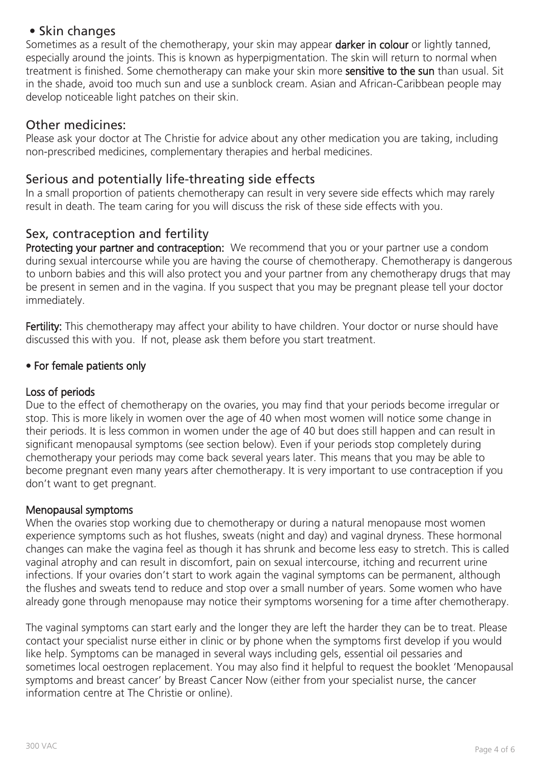## • Skin changes

Sometimes as a result of the chemotherapy, your skin may appear **darker in colour** or lightly tanned, especially around the joints. This is known as hyperpigmentation. The skin will return to normal when treatment is finished. Some chemotherapy can make your skin more **sensitive to the sun** than usual. Sit in the shade, avoid too much sun and use a sunblock cream. Asian and African-Caribbean people may develop noticeable light patches on their skin.

## Other medicines:

Please ask your doctor at The Christie for advice about any other medication you are taking, including non-prescribed medicines, complementary therapies and herbal medicines.

## Serious and potentially life-threating side effects

In a small proportion of patients chemotherapy can result in very severe side effects which may rarely result in death. The team caring for you will discuss the risk of these side effects with you.

## Sex, contraception and fertility

**Protecting your partner and contraception:** We recommend that you or your partner use a condom during sexual intercourse while you are having the course of chemotherapy. Chemotherapy is dangerous to unborn babies and this will also protect you and your partner from any chemotherapy drugs that may be present in semen and in the vagina. If you suspect that you may be pregnant please tell your doctor immediately.

**Fertility:** This chemotherapy may affect your ability to have children. Your doctor or nurse should have discussed this with you. If not, please ask them before you start treatment.

### • For female patients only

**Loss of periods**

Due to the effect of chemotherapy on the ovaries, you may find that your periods become irregular or stop. This is more likely in women over the age of 40 when most women will notice some change in their periods. It is less common in women under the age of 40 but does still happen and can result in significant menopausal symptoms (see section below). Even if your periods stop completely during chemotherapy your periods may come back several years later. This means that you may be able to become pregnant even many years after chemotherapy. It is very important to use contraception if you don't want to get pregnant.

**Menopausal symptoms**

When the ovaries stop working due to chemotherapy or during a natural menopause most women experience symptoms such as hot flushes, sweats (night and day) and vaginal dryness. These hormonal changes can make the vagina feel as though it has shrunk and become less easy to stretch. This is called vaginal atrophy and can result in discomfort, pain on sexual intercourse, itching and recurrent urine infections. If your ovaries don't start to work again the vaginal symptoms can be permanent, although the flushes and sweats tend to reduce and stop over a small number of years. Some women who have already gone through menopause may notice their symptoms worsening for a time after chemotherapy.

The vaginal symptoms can start early and the longer they are left the harder they can be to treat. Please contact your specialist nurse either in clinic or by phone when the symptoms first develop if you would like help. Symptoms can be managed in several ways including gels, essential oil pessaries and sometimes local oestrogen replacement. You may also find it helpful to request the booklet 'Menopausal symptoms and breast cancer' by Breast Cancer Now (either from your specialist nurse, the cancer information centre at The Christie or online).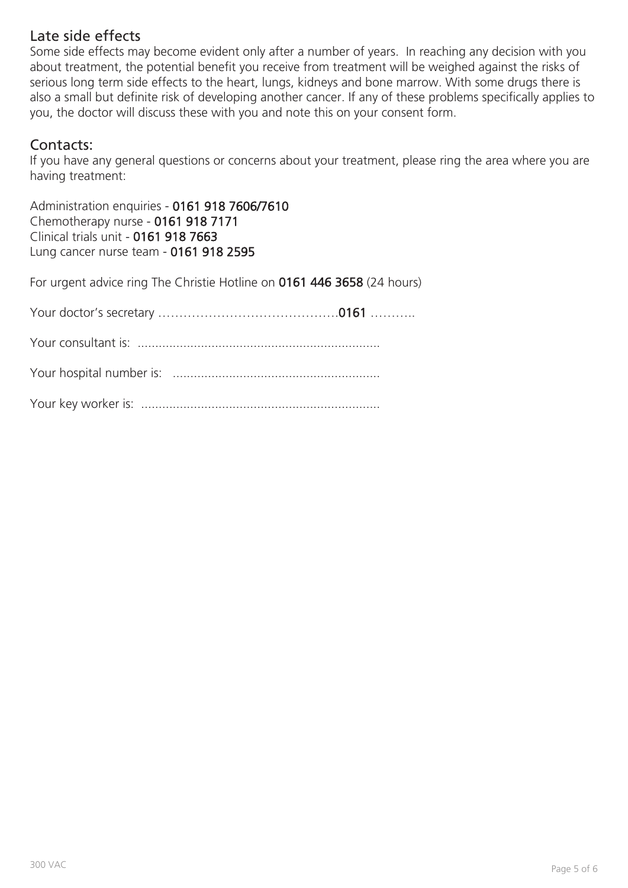## Late side effects

Some side effects may become evident only after a number of years. In reaching any decision with you about treatment, the potential benefit you receive from treatment will be weighed against the risks of serious long term side effects to the heart, lungs, kidneys and bone marrow. With some drugs there is also a small but definite risk of developing another cancer. If any of these problems specifically applies to you, the doctor will discuss these with you and note this on your consent form.

## Contacts:

If you have any general questions or concerns about your treatment, please ring the area where you are having treatment:

Administration enquiries - **0161 918 7606/7610**
Chemotherapy nurse - **0161 918 7171**
Clinical trials unit - **0161 918 7663**
Lung cancer nurse team - **0161 918 2595**

For urgent advice ring The Christie Hotline on **0161 446 3658** (24 hours)

Your doctor's secretary …………………………………….**0161** ………..

Your consultant is: ....................................................................

Your hospital number is: ..........................................................

Your key worker is: ...................................................................

300 VAC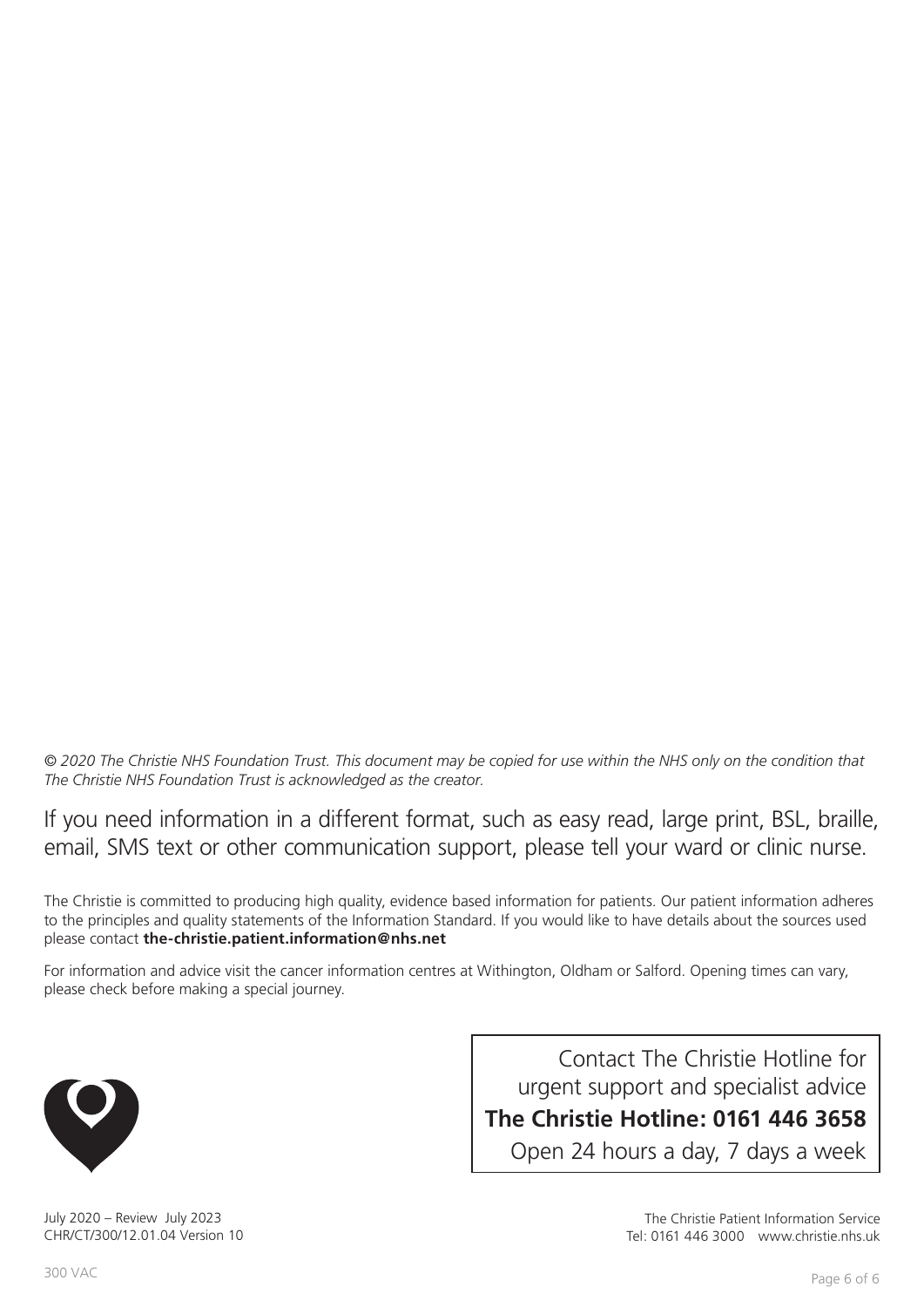*© 2020 The Christie NHS Foundation Trust. This document may be copied for use within the NHS only on the condition that The Christie NHS Foundation Trust is acknowledged as the creator.*

If you need information in a different format, such as easy read, large print, BSL, braille, email, SMS text or other communication support, please tell your ward or clinic nurse.

The Christie is committed to producing high quality, evidence based information for patients. Our patient information adheres to the principles and quality statements of the Information Standard. If you would like to have details about the sources used please contact **the-christie.patient.information@nhs.net**

For information and advice visit the cancer information centres at Withington, Oldham or Salford. Opening times can vary, please check before making a special journey.

Contact The Christie Hotline for urgent support and specialist advice

**The Christie Hotline: 0161 446 3658**

Open 24 hours a day, 7 days a week

July 2020 – Review July 2023
CHR/CT/300/12.01.04 Version 10

The Christie Patient Information Service
Tel: 0161 446 3000 www.christie.nhs.uk

300 VAC